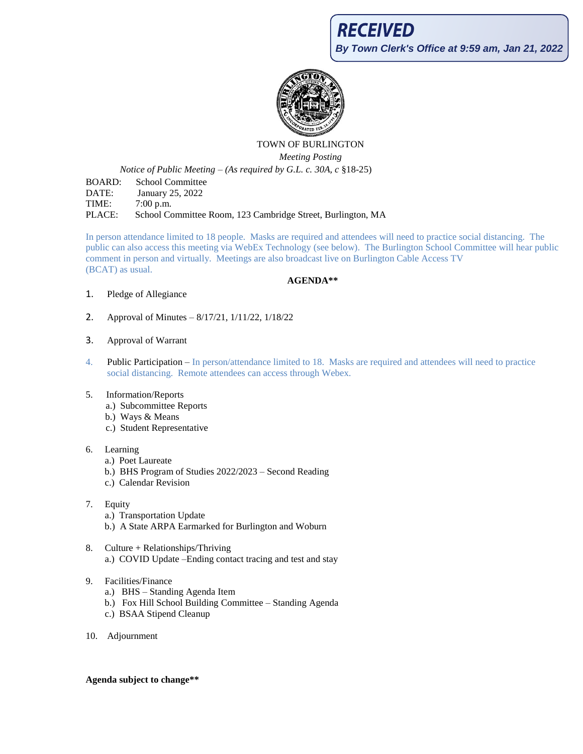**RECEIVED**

*By Town Clerk's Office at 9:59 am, Jan 21, 2022*

TOWN OF BURLINGTON

*Meeting Posting*

*Notice of Public Meeting – (As required by G.L. c. 30A, c* §18-25)

BOARD: School Committee
DATE: January 25, 2022
TIME: 7:00 p.m.
PLACE: School Committee Room, 123 Cambridge Street, Burlington, MA

In person attendance limited to 18 people. Masks are required and attendees will need to practice social distancing. The public can also access this meeting via WebEx Technology (see below). The Burlington School Committee will hear public comment in person and virtually. Meetings are also broadcast live on Burlington Cable Access TV (BCAT) as usual.

**AGENDA****

1. Pledge of Allegiance

2. Approval of Minutes – 8/17/21, 1/11/22, 1/18/22

3. Approval of Warrant

4. Public Participation – In person/attendance limited to 18. Masks are required and attendees will need to practice social distancing. Remote attendees can access through Webex.

5. Information/Reports
   a.) Subcommittee Reports
   b.) Ways & Means
   c.) Student Representative

6. Learning
   a.) Poet Laureate
   b.) BHS Program of Studies 2022/2023 – Second Reading
   c.) Calendar Revision

7. Equity
   a.) Transportation Update
   b.) A State ARPA Earmarked for Burlington and Woburn

8. Culture + Relationships/Thriving
   a.) COVID Update –Ending contact tracing and test and stay

9. Facilities/Finance
   a.) BHS – Standing Agenda Item
   b.) Fox Hill School Building Committee – Standing Agenda
   c.) BSAA Stipend Cleanup

10. Adjournment

**Agenda subject to change****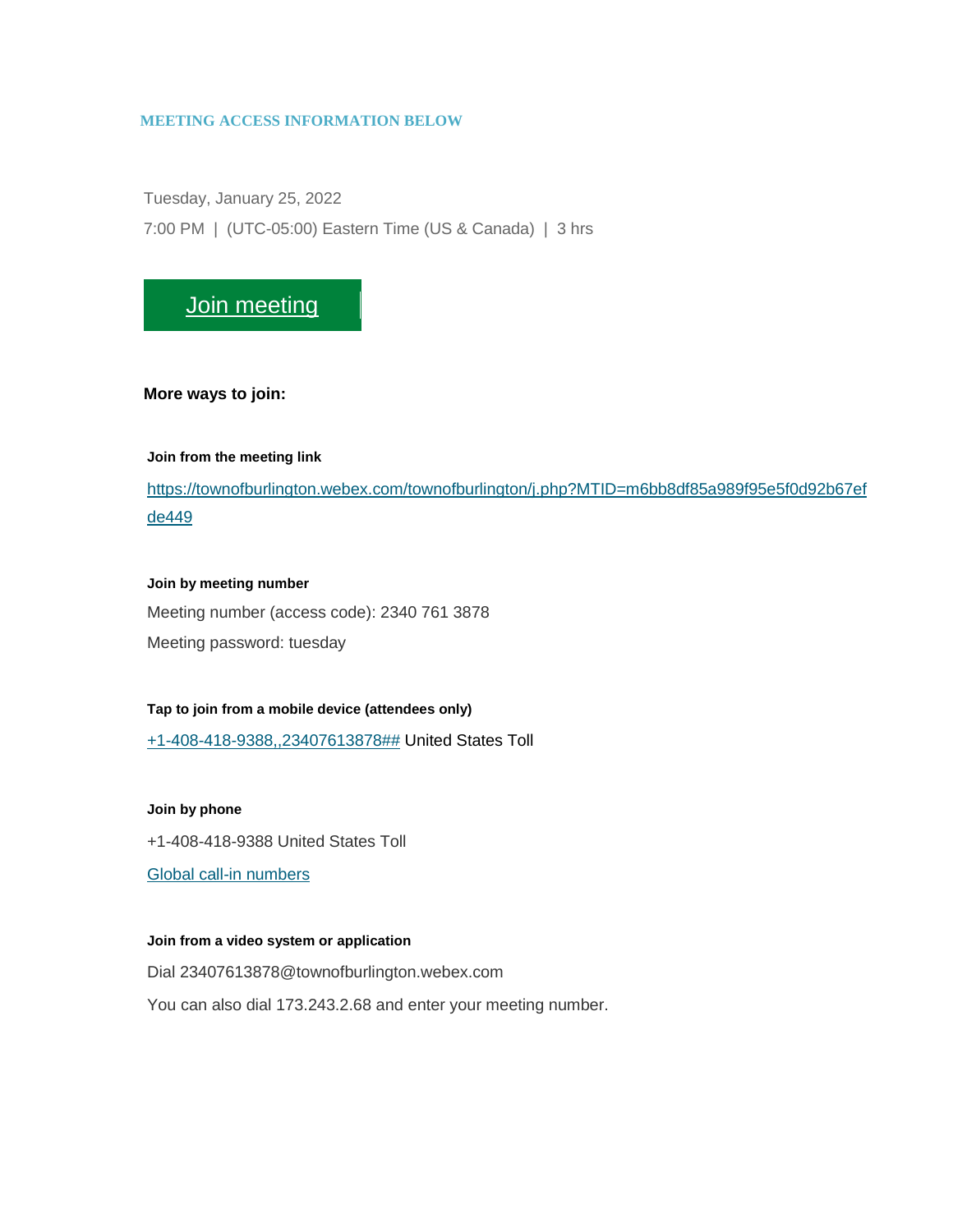**MEETING ACCESS INFORMATION BELOW**

Tuesday, January 25, 2022

7:00 PM | (UTC-05:00) Eastern Time (US & Canada) | 3 hrs

Join meeting

**More ways to join:**

**Join from the meeting link**

https://townofburlington.webex.com/townofburlington/j.php?MTID=m6bb8df85a989f95e5f0d92b67efde449

**Join by meeting number**

Meeting number (access code): 2340 761 3878

Meeting password: tuesday

**Tap to join from a mobile device (attendees only)**

+1-408-418-9388,,23407613878## United States Toll

**Join by phone**

+1-408-418-9388 United States Toll

Global call-in numbers

**Join from a video system or application**

Dial 23407613878@townofburlington.webex.com

You can also dial 173.243.2.68 and enter your meeting number.